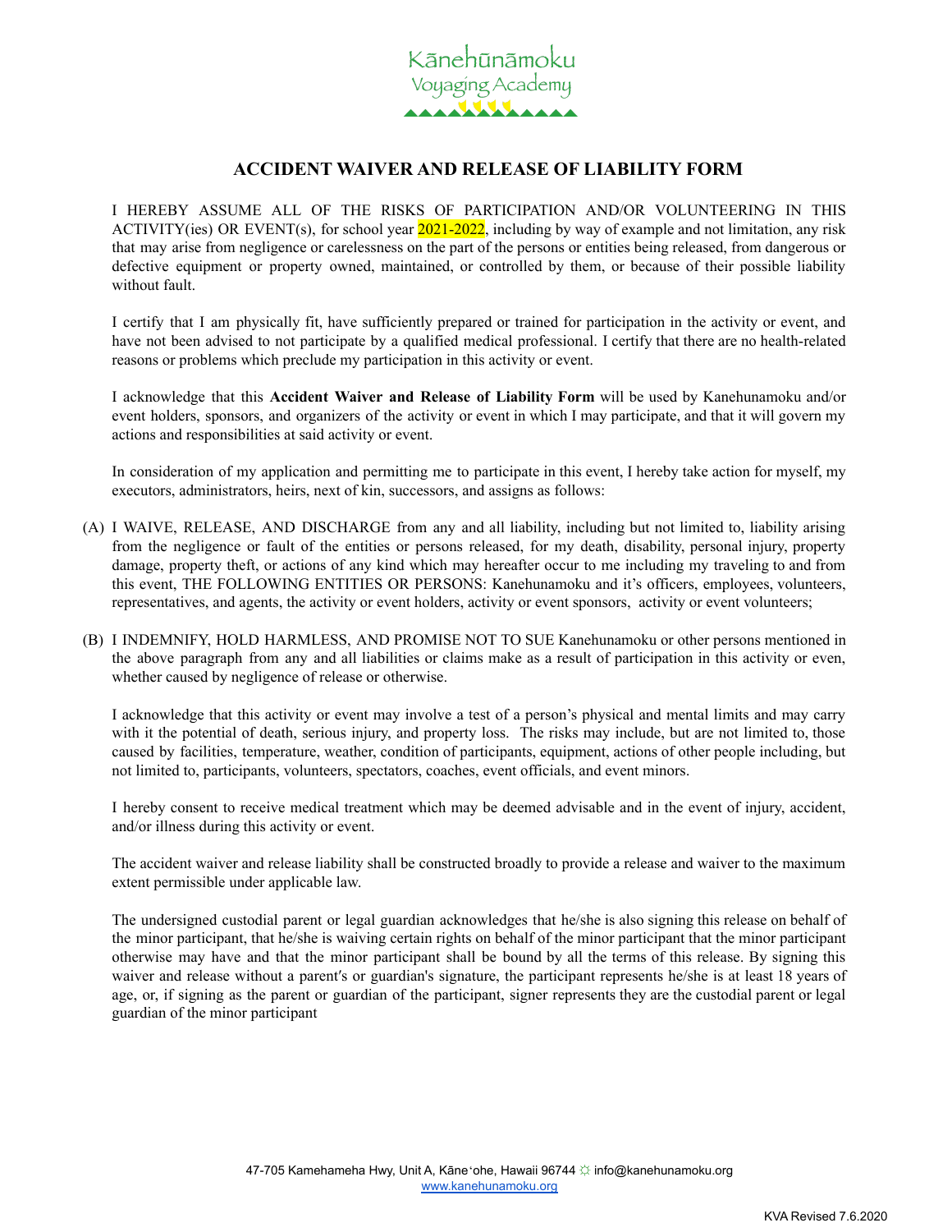Kānehūnāmoku
Voyaging Academy

# ACCIDENT WAIVER AND RELEASE OF LIABILITY FORM

I HEREBY ASSUME ALL OF THE RISKS OF PARTICIPATION AND/OR VOLUNTEERING IN THIS ACTIVITY(ies) OR EVENT(s), for school year 2021-2022, including by way of example and not limitation, any risk that may arise from negligence or carelessness on the part of the persons or entities being released, from dangerous or defective equipment or property owned, maintained, or controlled by them, or because of their possible liability without fault.

I certify that I am physically fit, have sufficiently prepared or trained for participation in the activity or event, and have not been advised to not participate by a qualified medical professional. I certify that there are no health-related reasons or problems which preclude my participation in this activity or event.

I acknowledge that this **Accident Waiver and Release of Liability Form** will be used by Kanehunamoku and/or event holders, sponsors, and organizers of the activity or event in which I may participate, and that it will govern my actions and responsibilities at said activity or event.

In consideration of my application and permitting me to participate in this event, I hereby take action for myself, my executors, administrators, heirs, next of kin, successors, and assigns as follows:

(A) I WAIVE, RELEASE, AND DISCHARGE from any and all liability, including but not limited to, liability arising from the negligence or fault of the entities or persons released, for my death, disability, personal injury, property damage, property theft, or actions of any kind which may hereafter occur to me including my traveling to and from this event, THE FOLLOWING ENTITIES OR PERSONS: Kanehunamoku and it's officers, employees, volunteers, representatives, and agents, the activity or event holders, activity or event sponsors, activity or event volunteers;

(B) I INDEMNIFY, HOLD HARMLESS, AND PROMISE NOT TO SUE Kanehunamoku or other persons mentioned in the above paragraph from any and all liabilities or claims make as a result of participation in this activity or even, whether caused by negligence of release or otherwise.

I acknowledge that this activity or event may involve a test of a person's physical and mental limits and may carry with it the potential of death, serious injury, and property loss. The risks may include, but are not limited to, those caused by facilities, temperature, weather, condition of participants, equipment, actions of other people including, but not limited to, participants, volunteers, spectators, coaches, event officials, and event minors.

I hereby consent to receive medical treatment which may be deemed advisable and in the event of injury, accident, and/or illness during this activity or event.

The accident waiver and release liability shall be constructed broadly to provide a release and waiver to the maximum extent permissible under applicable law.

The undersigned custodial parent or legal guardian acknowledges that he/she is also signing this release on behalf of the minor participant, that he/she is waiving certain rights on behalf of the minor participant that the minor participant otherwise may have and that the minor participant shall be bound by all the terms of this release. By signing this waiver and release without a parent's or guardian's signature, the participant represents he/she is at least 18 years of age, or, if signing as the parent or guardian of the participant, signer represents they are the custodial parent or legal guardian of the minor participant

47-705 Kamehameha Hwy, Unit A, Kāneʻohe, Hawaii 96744 ☼ info@kanehunamoku.org
www.kanehunamoku.org

KVA Revised 7.6.2020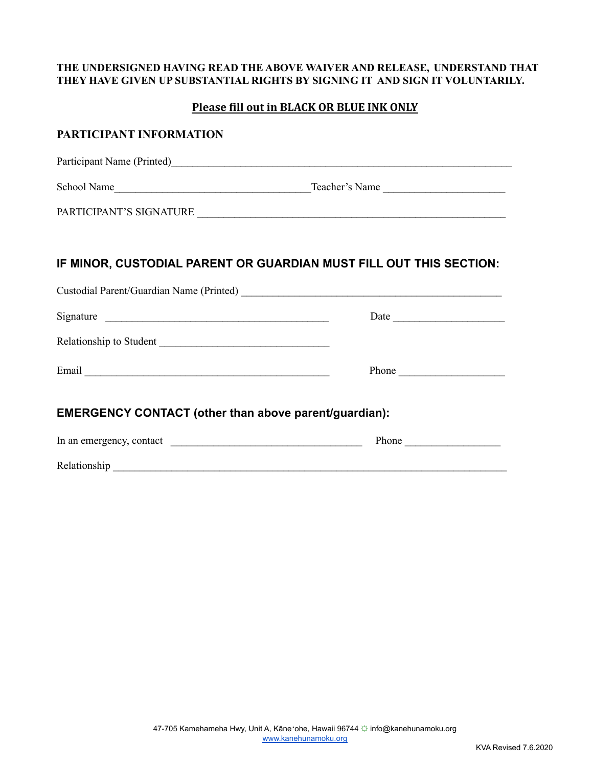**THE UNDERSIGNED HAVING READ THE ABOVE WAIVER AND RELEASE, UNDERSTAND THAT THEY HAVE GIVEN UP SUBSTANTIAL RIGHTS BY SIGNING IT AND SIGN IT VOLUNTARILY.**

**Please fill out in BLACK OR BLUE INK ONLY**

## PARTICIPANT INFORMATION

Participant Name (Printed)_______________________________________________

School Name_______________________________ Teacher's Name ____________________

PARTICIPANT'S SIGNATURE ________________________________________________

## IF MINOR, CUSTODIAL PARENT OR GUARDIAN MUST FILL OUT THIS SECTION:

Custodial Parent/Guardian Name (Printed) ___________________________________

Signature ___________________________________ Date ___________________

Relationship to Student ___________________________

Email ______________________________________ Phone ___________________

## EMERGENCY CONTACT (other than above parent/guardian):

In an emergency, contact _______________________________ Phone _______________

Relationship ___________________________________________________________

47-705 Kamehameha Hwy, Unit A, Kāneʻohe, Hawaii 96744 ☼ info@kanehunamoku.org
www.kanehunamoku.org

KVA Revised 7.6.2020